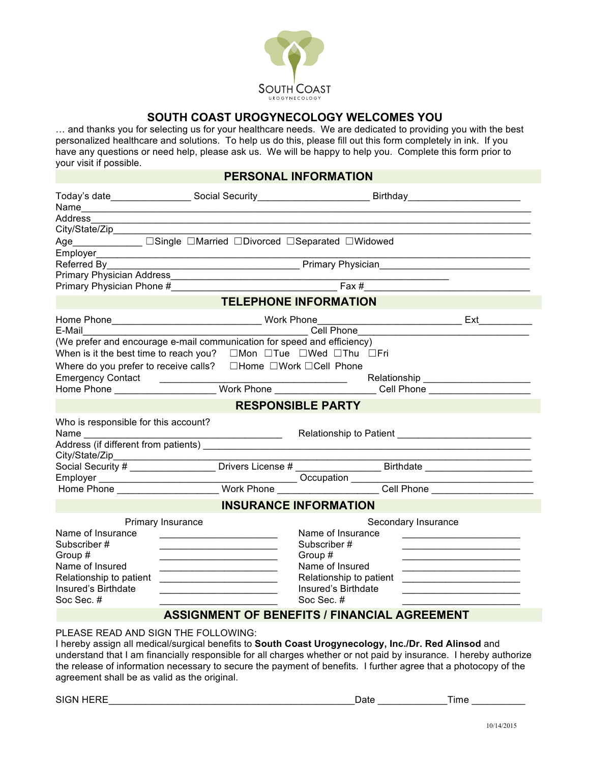SOUTH COAST
UROGYNECOLOGY

# SOUTH COAST UROGYNECOLOGY WELCOMES YOU

… and thanks you for selecting us for your healthcare needs. We are dedicated to providing you with the best personalized healthcare and solutions. To help us do this, please fill out this form completely in ink. If you have any questions or need help, please ask us. We will be happy to help you. Complete this form prior to your visit if possible.

## PERSONAL INFORMATION

Today's date_______________ Social Security____________________ Birthday____________________

Name_______________________________________________________________________________

Address_____________________________________________________________________________

City/State/Zip_________________________________________________________________________

Age____________ ☐Single ☐Married ☐Divorced ☐Separated ☐Widowed

Employer____________________________________________________________________________

Referred By__________________________________ Primary Physician__________________________

Primary Physician Address_______________________________________________________

Primary Physician Phone #____________________________ Fax #____________________________

## TELEPHONE INFORMATION

Home Phone___________________________ Work Phone__________________________ Ext__________

E-Mail__________________________________________ Cell Phone_______________________________

(We prefer and encourage e-mail communication for speed and efficiency)

When is it the best time to reach you? ☐Mon ☐Tue ☐Wed ☐Thu ☐Fri

Where do you prefer to receive calls? ☐Home ☐Work ☐Cell Phone

Emergency Contact __________________________________ Relationship ____________________

Home Phone __________________ Work Phone _________________ Cell Phone __________________

## RESPONSIBLE PARTY

Who is responsible for this account?

Name ____________________________________ Relationship to Patient ________________________

Address (if different from patients) __________________________________________________________

City/State/Zip_________________________________________________________________________

Social Security # _______________ Drivers License # _______________ Birthdate ____________________

Employer ____________________________________ Occupation ______________________________

Home Phone __________________ Work Phone _________________ Cell Phone __________________

## INSURANCE INFORMATION

| Primary Insurance | | Secondary Insurance | |
|---|---|---|---|
| Name of Insurance | ____________________ | Name of Insurance | ____________________ |
| Subscriber # | ____________________ | Subscriber # | ____________________ |
| Group # | ____________________ | Group # | ____________________ |
| Name of Insured | ____________________ | Name of Insured | ____________________ |
| Relationship to patient | ____________________ | Relationship to patient | ____________________ |
| Insured's Birthdate | ____________________ | Insured's Birthdate | ____________________ |
| Soc Sec. # | ____________________ | Soc Sec. # | ____________________ |

## ASSIGNMENT OF BENEFITS / FINANCIAL AGREEMENT

PLEASE READ AND SIGN THE FOLLOWING:

I hereby assign all medical/surgical benefits to **South Coast Urogynecology, Inc./Dr. Red Alinsod** and understand that I am financially responsible for all charges whether or not paid by insurance. I hereby authorize the release of information necessary to secure the payment of benefits. I further agree that a photocopy of the agreement shall be as valid as the original.

SIGN HERE____________________________________________Date ____________Time __________

10/14/2015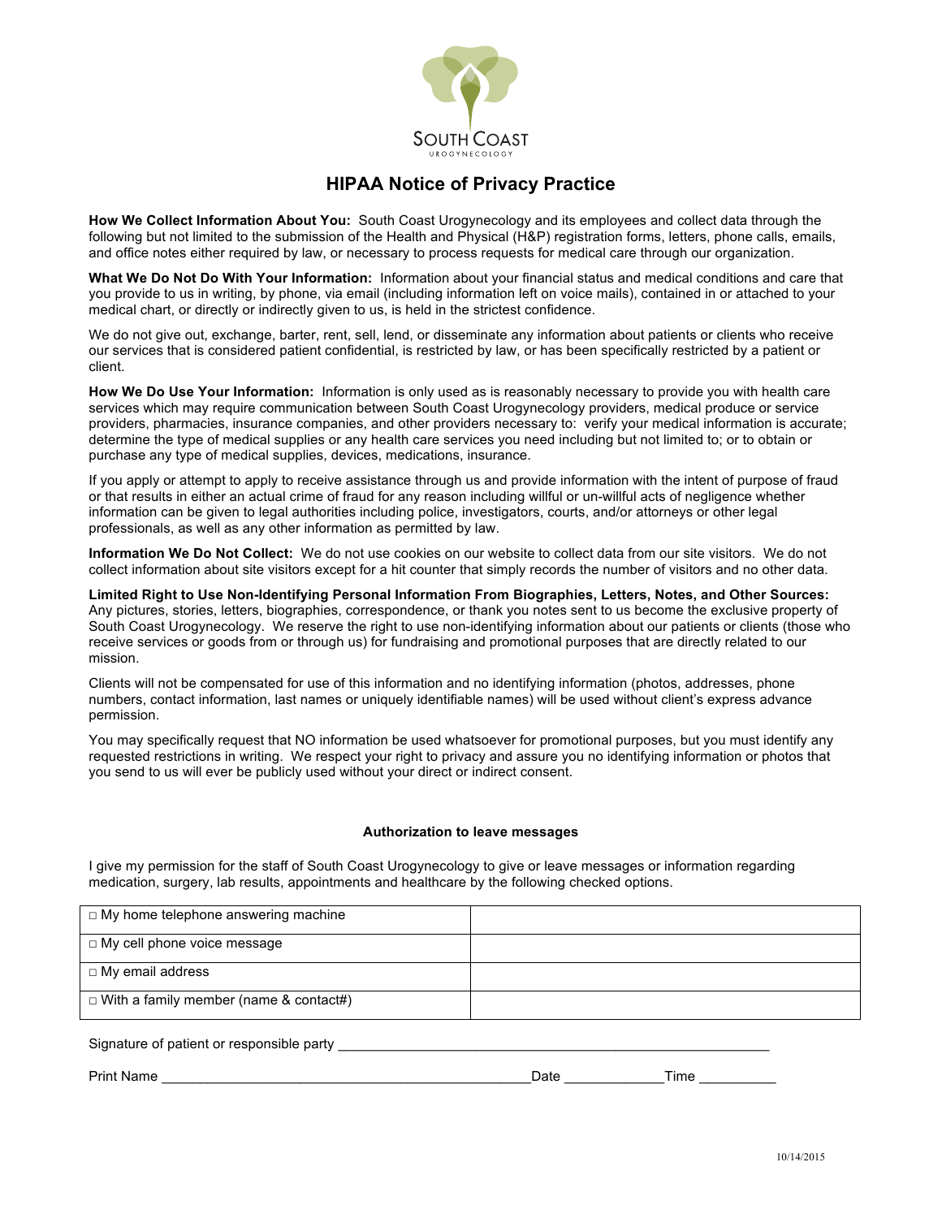SOUTH COAST
UROGYNECOLOGY

# HIPAA Notice of Privacy Practice

**How We Collect Information About You:** South Coast Urogynecology and its employees and collect data through the following but not limited to the submission of the Health and Physical (H&P) registration forms, letters, phone calls, emails, and office notes either required by law, or necessary to process requests for medical care through our organization.

**What We Do Not Do With Your Information:** Information about your financial status and medical conditions and care that you provide to us in writing, by phone, via email (including information left on voice mails), contained in or attached to your medical chart, or directly or indirectly given to us, is held in the strictest confidence.

We do not give out, exchange, barter, rent, sell, lend, or disseminate any information about patients or clients who receive our services that is considered patient confidential, is restricted by law, or has been specifically restricted by a patient or client.

**How We Do Use Your Information:** Information is only used as is reasonably necessary to provide you with health care services which may require communication between South Coast Urogynecology providers, medical produce or service providers, pharmacies, insurance companies, and other providers necessary to: verify your medical information is accurate; determine the type of medical supplies or any health care services you need including but not limited to; or to obtain or purchase any type of medical supplies, devices, medications, insurance.

If you apply or attempt to apply to receive assistance through us and provide information with the intent of purpose of fraud or that results in either an actual crime of fraud for any reason including willful or un-willful acts of negligence whether information can be given to legal authorities including police, investigators, courts, and/or attorneys or other legal professionals, as well as any other information as permitted by law.

**Information We Do Not Collect:** We do not use cookies on our website to collect data from our site visitors. We do not collect information about site visitors except for a hit counter that simply records the number of visitors and no other data.

**Limited Right to Use Non-Identifying Personal Information From Biographies, Letters, Notes, and Other Sources:** Any pictures, stories, letters, biographies, correspondence, or thank you notes sent to us become the exclusive property of South Coast Urogynecology. We reserve the right to use non-identifying information about our patients or clients (those who receive services or goods from or through us) for fundraising and promotional purposes that are directly related to our mission.

Clients will not be compensated for use of this information and no identifying information (photos, addresses, phone numbers, contact information, last names or uniquely identifiable names) will be used without client's express advance permission.

You may specifically request that NO information be used whatsoever for promotional purposes, but you must identify any requested restrictions in writing. We respect your right to privacy and assure you no identifying information or photos that you send to us will ever be publicly used without your direct or indirect consent.

**Authorization to leave messages**

I give my permission for the staff of South Coast Urogynecology to give or leave messages or information regarding medication, surgery, lab results, appointments and healthcare by the following checked options.

| | |
|---|---|
| □ My home telephone answering machine | |
| □ My cell phone voice message | |
| □ My email address | |
| □ With a family member (name & contact#) | |

Signature of patient or responsible party ____________________________________________________________

Print Name ____________________________________________________Date _____________Time __________

10/14/2015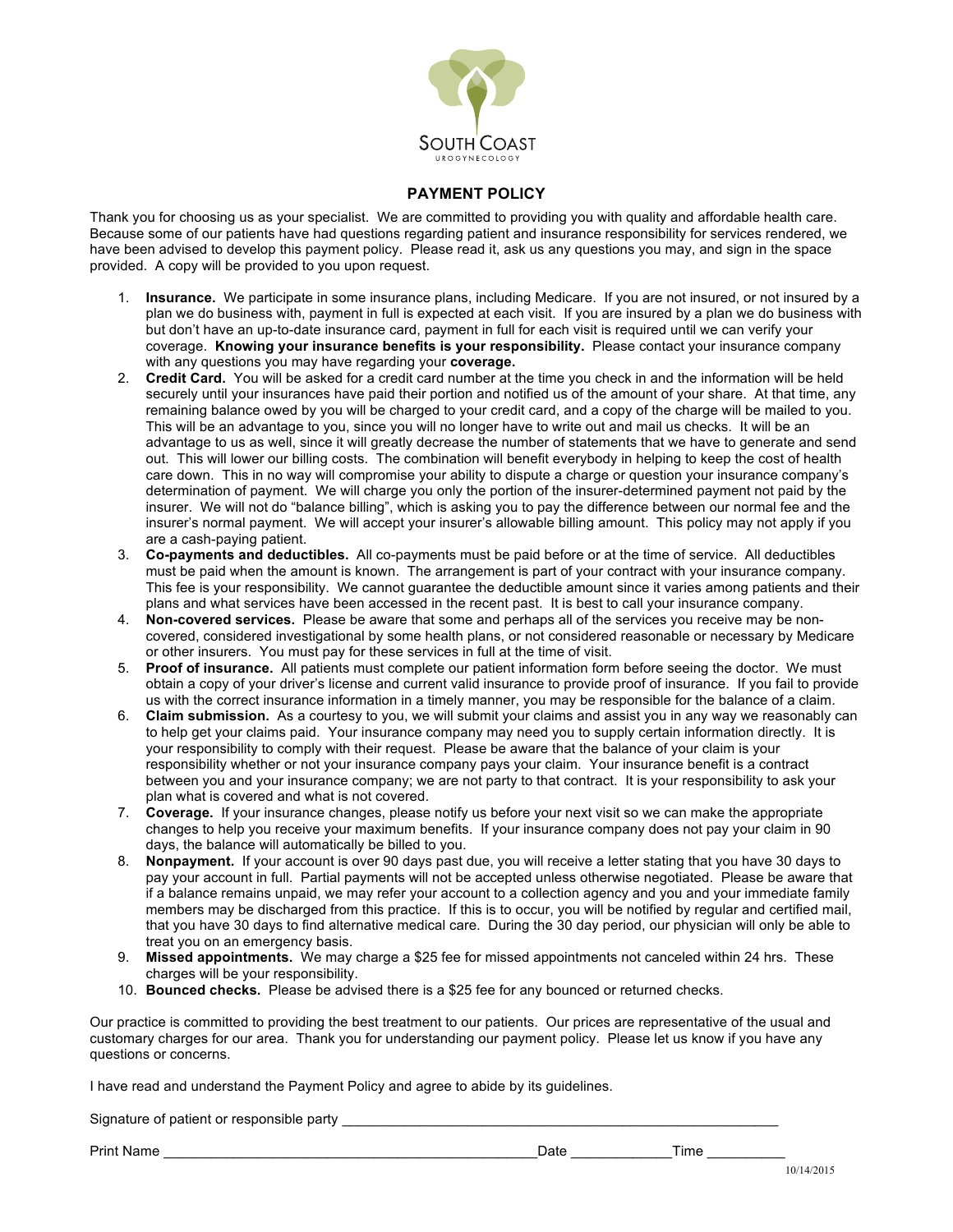SOUTH COAST
UROGYNECOLOGY

# PAYMENT POLICY

Thank you for choosing us as your specialist. We are committed to providing you with quality and affordable health care. Because some of our patients have had questions regarding patient and insurance responsibility for services rendered, we have been advised to develop this payment policy. Please read it, ask us any questions you may, and sign in the space provided. A copy will be provided to you upon request.

1. **Insurance.** We participate in some insurance plans, including Medicare. If you are not insured, or not insured by a plan we do business with, payment in full is expected at each visit. If you are insured by a plan we do business with but don't have an up-to-date insurance card, payment in full for each visit is required until we can verify your coverage. **Knowing your insurance benefits is your responsibility.** Please contact your insurance company with any questions you may have regarding your **coverage.**
2. **Credit Card.** You will be asked for a credit card number at the time you check in and the information will be held securely until your insurances have paid their portion and notified us of the amount of your share. At that time, any remaining balance owed by you will be charged to your credit card, and a copy of the charge will be mailed to you. This will be an advantage to you, since you will no longer have to write out and mail us checks. It will be an advantage to us as well, since it will greatly decrease the number of statements that we have to generate and send out. This will lower our billing costs. The combination will benefit everybody in helping to keep the cost of health care down. This in no way will compromise your ability to dispute a charge or question your insurance company's determination of payment. We will charge you only the portion of the insurer-determined payment not paid by the insurer. We will not do "balance billing", which is asking you to pay the difference between our normal fee and the insurer's normal payment. We will accept your insurer's allowable billing amount. This policy may not apply if you are a cash-paying patient.
3. **Co-payments and deductibles.** All co-payments must be paid before or at the time of service. All deductibles must be paid when the amount is known. The arrangement is part of your contract with your insurance company. This fee is your responsibility. We cannot guarantee the deductible amount since it varies among patients and their plans and what services have been accessed in the recent past. It is best to call your insurance company.
4. **Non-covered services.** Please be aware that some and perhaps all of the services you receive may be non-covered, considered investigational by some health plans, or not considered reasonable or necessary by Medicare or other insurers. You must pay for these services in full at the time of visit.
5. **Proof of insurance.** All patients must complete our patient information form before seeing the doctor. We must obtain a copy of your driver's license and current valid insurance to provide proof of insurance. If you fail to provide us with the correct insurance information in a timely manner, you may be responsible for the balance of a claim.
6. **Claim submission.** As a courtesy to you, we will submit your claims and assist you in any way we reasonably can to help get your claims paid. Your insurance company may need you to supply certain information directly. It is your responsibility to comply with their request. Please be aware that the balance of your claim is your responsibility whether or not your insurance company pays your claim. Your insurance benefit is a contract between you and your insurance company; we are not party to that contract. It is your responsibility to ask your plan what is covered and what is not covered.
7. **Coverage.** If your insurance changes, please notify us before your next visit so we can make the appropriate changes to help you receive your maximum benefits. If your insurance company does not pay your claim in 90 days, the balance will automatically be billed to you.
8. **Nonpayment.** If your account is over 90 days past due, you will receive a letter stating that you have 30 days to pay your account in full. Partial payments will not be accepted unless otherwise negotiated. Please be aware that if a balance remains unpaid, we may refer your account to a collection agency and you and your immediate family members may be discharged from this practice. If this is to occur, you will be notified by regular and certified mail, that you have 30 days to find alternative medical care. During the 30 day period, our physician will only be able to treat you on an emergency basis.
9. **Missed appointments.** We may charge a $25 fee for missed appointments not canceled within 24 hrs. These charges will be your responsibility.
10. **Bounced checks.** Please be advised there is a $25 fee for any bounced or returned checks.

Our practice is committed to providing the best treatment to our patients. Our prices are representative of the usual and customary charges for our area. Thank you for understanding our payment policy. Please let us know if you have any questions or concerns.

I have read and understand the Payment Policy and agree to abide by its guidelines.

Signature of patient or responsible party ________________________________________________________

Print Name ________________________________________________Date _____________Time __________

10/14/2015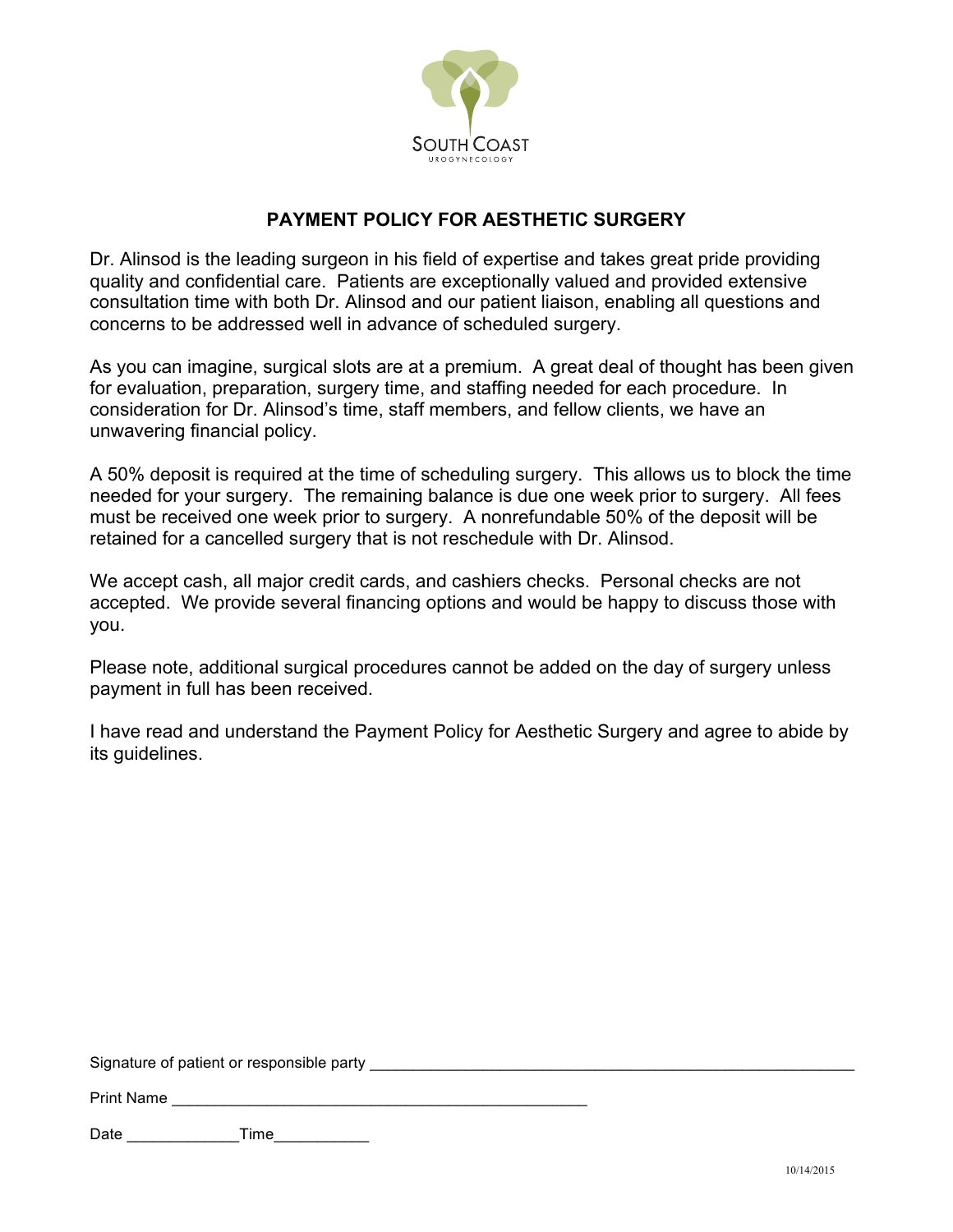SOUTH COAST

UROGYNECOLOGY

## PAYMENT POLICY FOR AESTHETIC SURGERY

Dr. Alinsod is the leading surgeon in his field of expertise and takes great pride providing quality and confidential care. Patients are exceptionally valued and provided extensive consultation time with both Dr. Alinsod and our patient liaison, enabling all questions and concerns to be addressed well in advance of scheduled surgery.

As you can imagine, surgical slots are at a premium. A great deal of thought has been given for evaluation, preparation, surgery time, and staffing needed for each procedure. In consideration for Dr. Alinsod's time, staff members, and fellow clients, we have an unwavering financial policy.

A 50% deposit is required at the time of scheduling surgery. This allows us to block the time needed for your surgery. The remaining balance is due one week prior to surgery. All fees must be received one week prior to surgery. A nonrefundable 50% of the deposit will be retained for a cancelled surgery that is not reschedule with Dr. Alinsod.

We accept cash, all major credit cards, and cashiers checks. Personal checks are not accepted. We provide several financing options and would be happy to discuss those with you.

Please note, additional surgical procedures cannot be added on the day of surgery unless payment in full has been received.

I have read and understand the Payment Policy for Aesthetic Surgery and agree to abide by its guidelines.

Signature of patient or responsible party ______________________________________________________

Print Name ______________________________________________

Date ____________Time__________

10/14/2015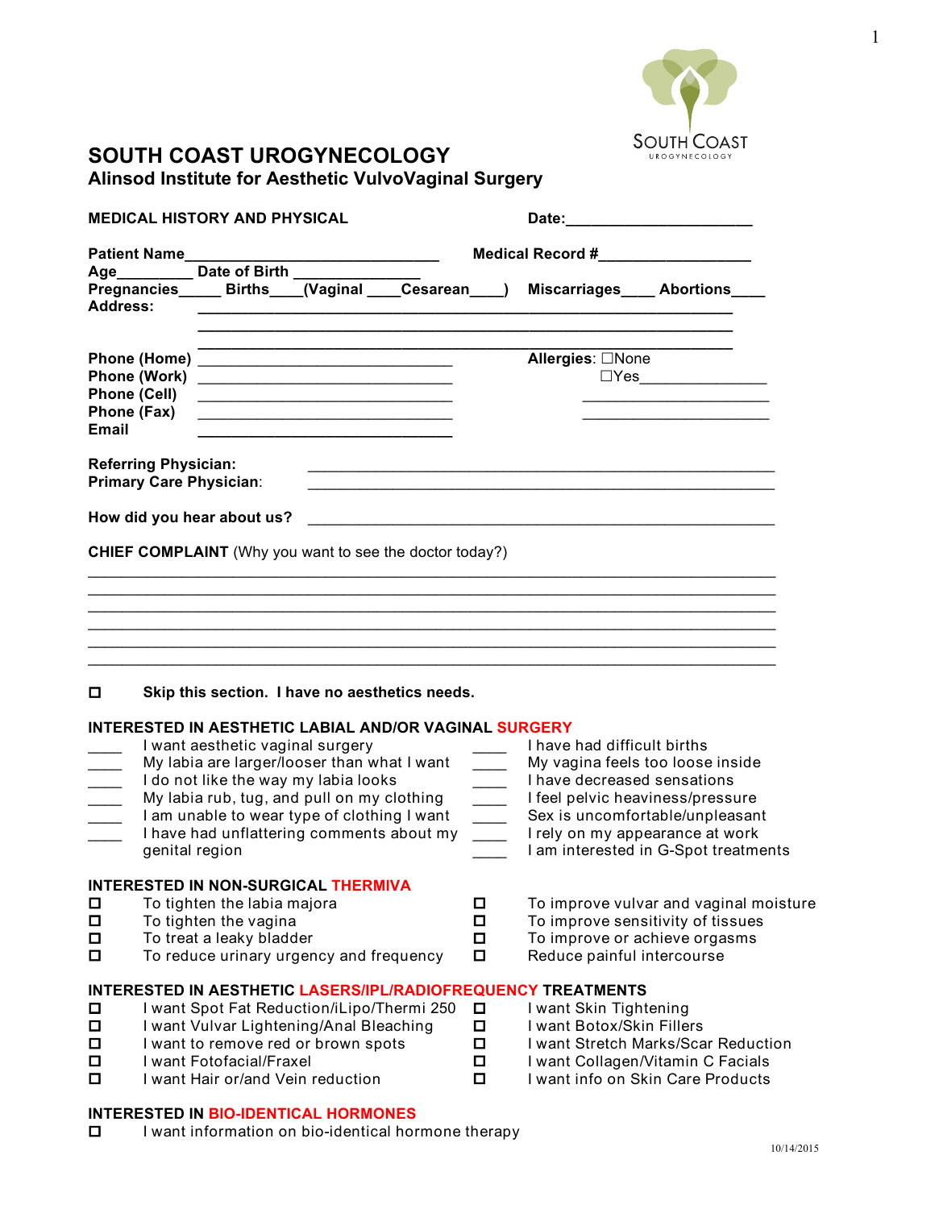# SOUTH COAST UROGYNECOLOGY
## Alinsod Institute for Aesthetic VulvoVaginal Surgery

**MEDICAL HISTORY AND PHYSICAL** **Date:**______________________

**Patient Name**______________________________ **Medical Record #**_________________
**Age**_________ **Date of Birth** _______________
**Pregnancies**_____ **Births**____**(Vaginal** ____**Cesarean**____**)** **Miscarriages**____ **Abortions**____
**Address:** ____________________________________________________________
____________________________________________________________
____________________________________________________________

**Phone (Home)** ______________________________
**Phone (Work)** ______________________________
**Phone (Cell)** ______________________________
**Phone (Fax)** ______________________________
**Email** ______________________________

**Allergies**: ☐None
☐Yes_______________
______________________
______________________

**Referring Physician:** ______________________________________________________
**Primary Care Physician**: ______________________________________________________

**How did you hear about us?** ______________________________________________________

**CHIEF COMPLAINT** (Why you want to see the doctor today?)

____________________________________________________________________________
____________________________________________________________________________
____________________________________________________________________________
____________________________________________________________________________
____________________________________________________________________________
____________________________________________________________________________

☐ **Skip this section. I have no aesthetics needs.**

**INTERESTED IN AESTHETIC LABIAL AND/OR VAGINAL SURGERY**

____ I want aesthetic vaginal surgery
____ My labia are larger/looser than what I want
____ I do not like the way my labia looks
____ My labia rub, tug, and pull on my clothing
____ I am unable to wear type of clothing I want
____ I have had unflattering comments about my genital region
____ I have had difficult births
____ My vagina feels too loose inside
____ I have decreased sensations
____ I feel pelvic heaviness/pressure
____ Sex is uncomfortable/unpleasant
____ I rely on my appearance at work
____ I am interested in G-Spot treatments

**INTERESTED IN NON-SURGICAL THERMIVA**

☐ To tighten the labia majora
☐ To tighten the vagina
☐ To treat a leaky bladder
☐ To reduce urinary urgency and frequency
☐ To improve vulvar and vaginal moisture
☐ To improve sensitivity of tissues
☐ To improve or achieve orgasms
☐ Reduce painful intercourse

**INTERESTED IN AESTHETIC LASERS/IPL/RADIOFREQUENCY TREATMENTS**

☐ I want Spot Fat Reduction/iLipo/Thermi 250
☐ I want Vulvar Lightening/Anal Bleaching
☐ I want to remove red or brown spots
☐ I want Fotofacial/Fraxel
☐ I want Hair or/and Vein reduction
☐ I want Skin Tightening
☐ I want Botox/Skin Fillers
☐ I want Stretch Marks/Scar Reduction
☐ I want Collagen/Vitamin C Facials
☐ I want info on Skin Care Products

**INTERESTED IN BIO-IDENTICAL HORMONES**

☐ I want information on bio-identical hormone therapy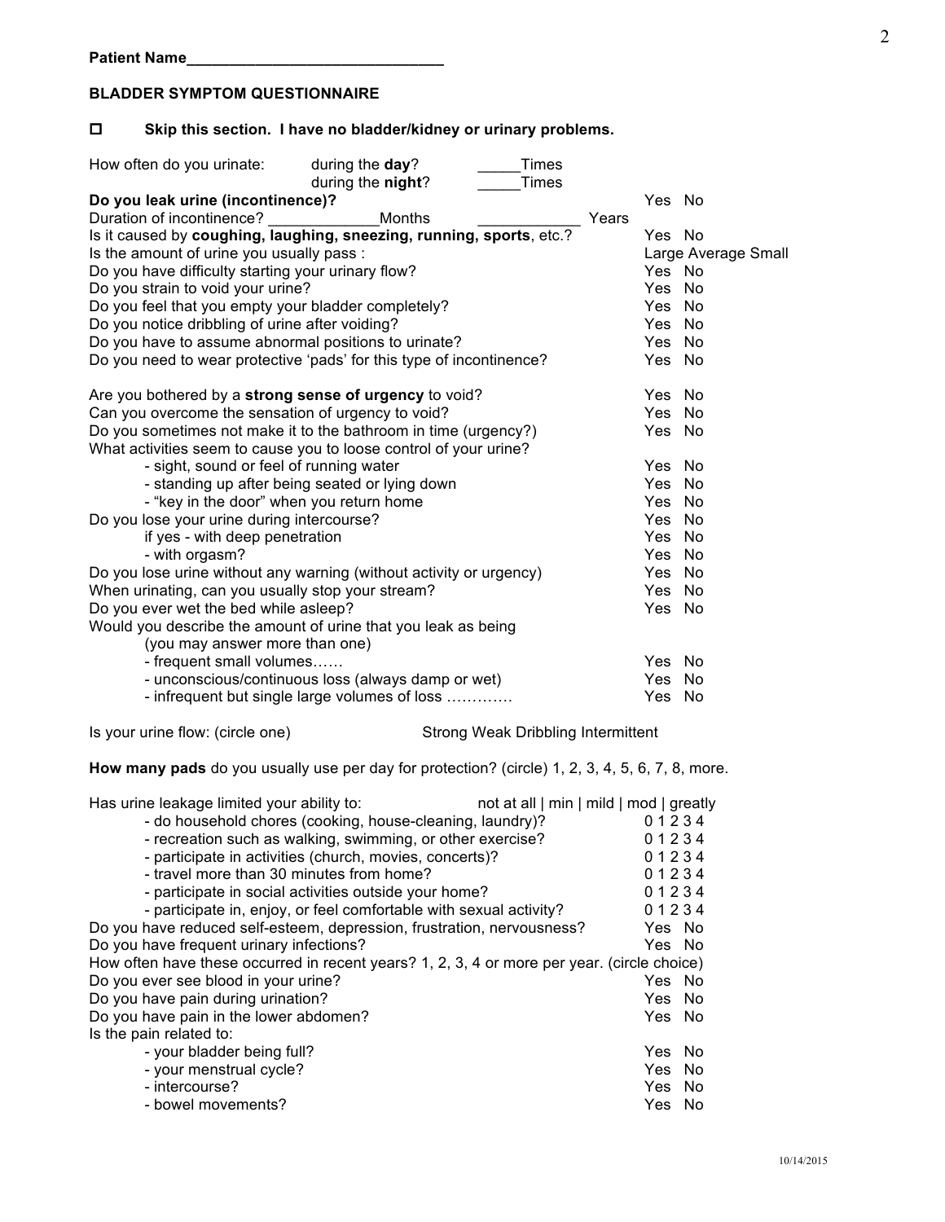**Patient Name______________________________**

**BLADDER SYMPTOM QUESTIONNAIRE**

☐ **Skip this section. I have no bladder/kidney or urinary problems.**

How often do you urinate: during the **day**? _____Times
during the **night**? _____Times

| | |
|---|---|
| **Do you leak urine (incontinence)?** | Yes No |
| Duration of incontinence? _____________Months ____________ Years | |
| Is it caused by **coughing, laughing, sneezing, running, sports**, etc.? | Yes No |
| Is the amount of urine you usually pass : | Large Average Small |
| Do you have difficulty starting your urinary flow? | Yes No |
| Do you strain to void your urine? | Yes No |
| Do you feel that you empty your bladder completely? | Yes No |
| Do you notice dribbling of urine after voiding? | Yes No |
| Do you have to assume abnormal positions to urinate? | Yes No |
| Do you need to wear protective 'pads' for this type of incontinence? | Yes No |
| | |
| Are you bothered by a **strong sense of urgency** to void? | Yes No |
| Can you overcome the sensation of urgency to void? | Yes No |
| Do you sometimes not make it to the bathroom in time (urgency?) | Yes No |
| What activities seem to cause you to loose control of your urine? | |
| - sight, sound or feel of running water | Yes No |
| - standing up after being seated or lying down | Yes No |
| - "key in the door" when you return home | Yes No |
| Do you lose your urine during intercourse? | Yes No |
| if yes - with deep penetration | Yes No |
| - with orgasm? | Yes No |
| Do you lose urine without any warning (without activity or urgency) | Yes No |
| When urinating, can you usually stop your stream? | Yes No |
| Do you ever wet the bed while asleep? | Yes No |
| Would you describe the amount of urine that you leak as being (you may answer more than one) | |
| - frequent small volumes…… | Yes No |
| - unconscious/continuous loss (always damp or wet) | Yes No |
| - infrequent but single large volumes of loss ………… | Yes No |

Is your urine flow: (circle one) Strong Weak Dribbling Intermittent

**How many pads** do you usually use per day for protection? (circle) 1, 2, 3, 4, 5, 6, 7, 8, more.

| Has urine leakage limited your ability to: | not at all \| min \| mild \| mod \| greatly |
|---|---|
| - do household chores (cooking, house-cleaning, laundry)? | 0 1 2 3 4 |
| - recreation such as walking, swimming, or other exercise? | 0 1 2 3 4 |
| - participate in activities (church, movies, concerts)? | 0 1 2 3 4 |
| - travel more than 30 minutes from home? | 0 1 2 3 4 |
| - participate in social activities outside your home? | 0 1 2 3 4 |
| - participate in, enjoy, or feel comfortable with sexual activity? | 0 1 2 3 4 |
| Do you have reduced self-esteem, depression, frustration, nervousness? | Yes No |
| Do you have frequent urinary infections? | Yes No |

How often have these occurred in recent years? 1, 2, 3, 4 or more per year. (circle choice)

| | |
|---|---|
| Do you ever see blood in your urine? | Yes No |
| Do you have pain during urination? | Yes No |
| Do you have pain in the lower abdomen? | Yes No |
| Is the pain related to: | |
| - your bladder being full? | Yes No |
| - your menstrual cycle? | Yes No |
| - intercourse? | Yes No |
| - bowel movements? | Yes No |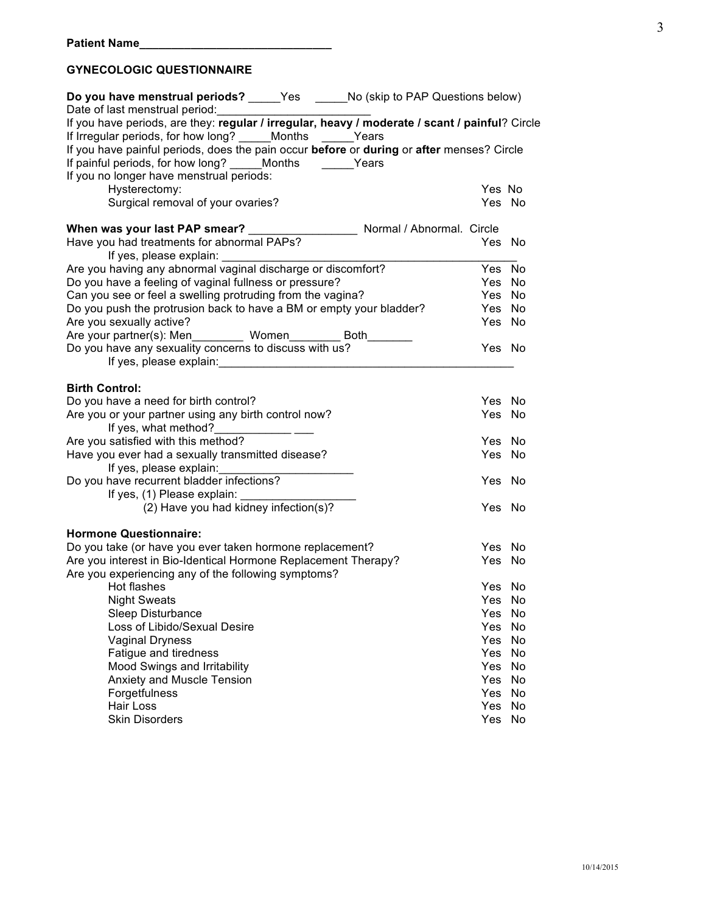**Patient Name______________________________**

**GYNECOLOGIC QUESTIONNAIRE**

**Do you have menstrual periods?** _____Yes _____No (skip to PAP Questions below)
Date of last menstrual period:________________________
If you have periods, are they: **regular / irregular, heavy / moderate / scant / painful**? Circle
If Irregular periods, for how long? _____Months _____Years
If you have painful periods, does the pain occur **before** or **during** or **after** menses? Circle
If painful periods, for how long? _____Months _____Years
If you no longer have menstrual periods:

| | |
|---|---|
| Hysterectomy: | Yes No |
| Surgical removal of your ovaries? | Yes No |

**When was your last PAP smear?** _________________ Normal / Abnormal. Circle

| | |
|---|---|
| Have you had treatments for abnormal PAPs? | Yes No |
| If yes, please explain: ______________________________________________ | |
| Are you having any abnormal vaginal discharge or discomfort? | Yes No |
| Do you have a feeling of vaginal fullness or pressure? | Yes No |
| Can you see or feel a swelling protruding from the vagina? | Yes No |
| Do you push the protrusion back to have a BM or empty your bladder? | Yes No |
| Are you sexually active? | Yes No |
| Are your partner(s): Men________ Women________ Both_______ | |
| Do you have any sexuality concerns to discuss with us? | Yes No |
| If yes, please explain:_______________________________________________ | |

**Birth Control:**

| | |
|---|---|
| Do you have a need for birth control? | Yes No |
| Are you or your partner using any birth control now? | Yes No |
| If yes, what method?____________ ___ | |
| Are you satisfied with this method? | Yes No |
| Have you ever had a sexually transmitted disease? | Yes No |
| If yes, please explain:_____________________ | |
| Do you have recurrent bladder infections? | Yes No |
| If yes, (1) Please explain: __________________ | |
| (2) Have you had kidney infection(s)? | Yes No |

**Hormone Questionnaire:**

| | |
|---|---|
| Do you take (or have you ever taken hormone replacement? | Yes No |
| Are you interest in Bio-Identical Hormone Replacement Therapy? | Yes No |
| Are you experiencing any of the following symptoms? | |
| Hot flashes | Yes No |
| Night Sweats | Yes No |
| Sleep Disturbance | Yes No |
| Loss of Libido/Sexual Desire | Yes No |
| Vaginal Dryness | Yes No |
| Fatigue and tiredness | Yes No |
| Mood Swings and Irritability | Yes No |
| Anxiety and Muscle Tension | Yes No |
| Forgetfulness | Yes No |
| Hair Loss | Yes No |
| Skin Disorders | Yes No |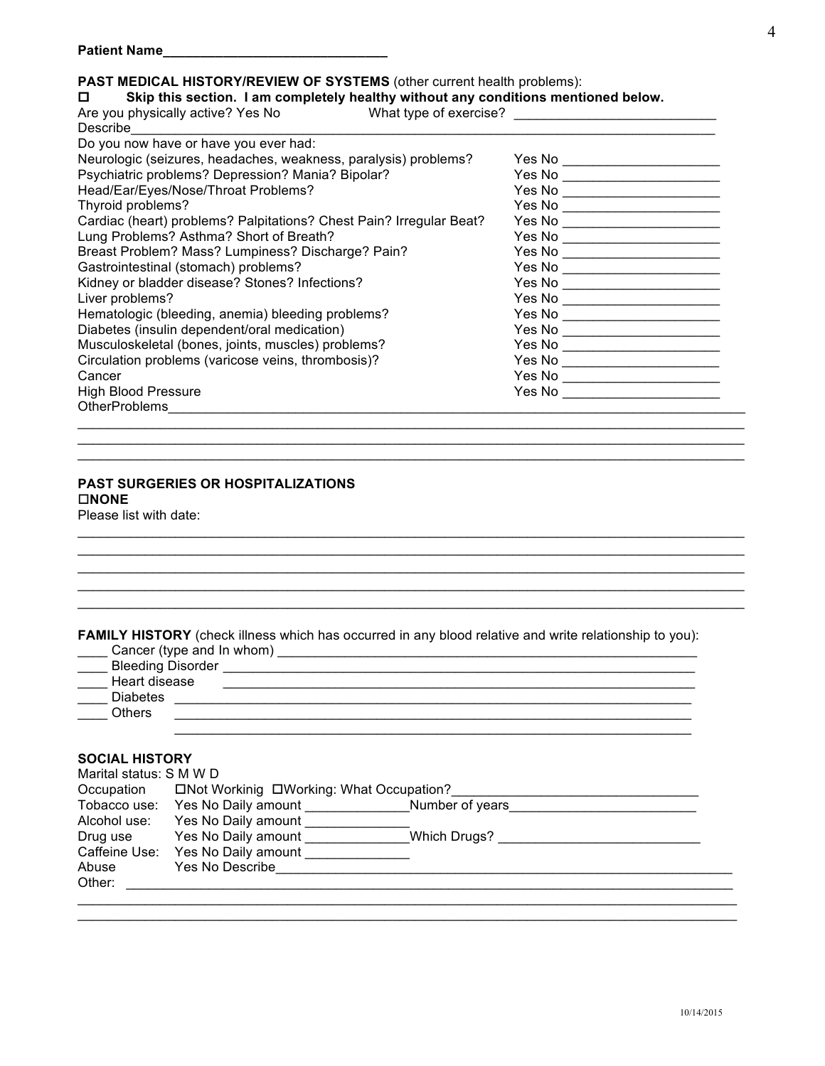**Patient Name______________________________**

**PAST MEDICAL HISTORY/REVIEW OF SYSTEMS** (other current health problems):

☐ **Skip this section. I am completely healthy without any conditions mentioned below.**

Are you physically active? Yes No What type of exercise? ___________________________

Describe_____________________________________________________________________________

Do you now have or have you ever had:

| | |
|---|---|
| Neurologic (seizures, headaches, weakness, paralysis) problems? | Yes No _____________________ |
| Psychiatric problems? Depression? Mania? Bipolar? | Yes No _____________________ |
| Head/Ear/Eyes/Nose/Throat Problems? | Yes No _____________________ |
| Thyroid problems? | Yes No _____________________ |
| Cardiac (heart) problems? Palpitations? Chest Pain? Irregular Beat? | Yes No _____________________ |
| Lung Problems? Asthma? Short of Breath? | Yes No _____________________ |
| Breast Problem? Mass? Lumpiness? Discharge? Pain? | Yes No _____________________ |
| Gastrointestinal (stomach) problems? | Yes No _____________________ |
| Kidney or bladder disease? Stones? Infections? | Yes No _____________________ |
| Liver problems? | Yes No _____________________ |
| Hematologic (bleeding, anemia) bleeding problems? | Yes No _____________________ |
| Diabetes (insulin dependent/oral medication) | Yes No _____________________ |
| Musculoskeletal (bones, joints, muscles) problems? | Yes No _____________________ |
| Circulation problems (varicose veins, thrombosis)? | Yes No _____________________ |
| Cancer | Yes No _____________________ |
| High Blood Pressure | Yes No _____________________ |

OtherProblems______________________________________________________________________________

___________________________________________________________________________________________

___________________________________________________________________________________________

___________________________________________________________________________________________

**PAST SURGERIES OR HOSPITALIZATIONS**

☐**NONE**

Please list with date:

___________________________________________________________________________________________

___________________________________________________________________________________________

___________________________________________________________________________________________

___________________________________________________________________________________________

___________________________________________________________________________________________

**FAMILY HISTORY** (check illness which has occurred in any blood relative and write relationship to you):

____ Cancer (type and In whom) ____________________________________________________________

____ Bleeding Disorder ____________________________________________________________________

____ Heart disease ________________________________________________________________________

____ Diabetes ____________________________________________________________________________

____ Others ______________________________________________________________________________

_____________________________________________________________________________

**SOCIAL HISTORY**

Marital status: S M W D

| | |
|---|---|
| Occupation | ☐Not Workinig ☐Working: What Occupation?_________________________________ |
| Tobacco use: | Yes No Daily amount ______________Number of years_________________________ |
| Alcohol use: | Yes No Daily amount ______________ |
| Drug use | Yes No Daily amount ______________Which Drugs? ___________________________ |
| Caffeine Use: | Yes No Daily amount ______________ |
| Abuse | Yes No Describe_________________________________________________________________ |
| Other: | _________________________________________________________________________________ |

___________________________________________________________________________________________

___________________________________________________________________________________________

10/14/2015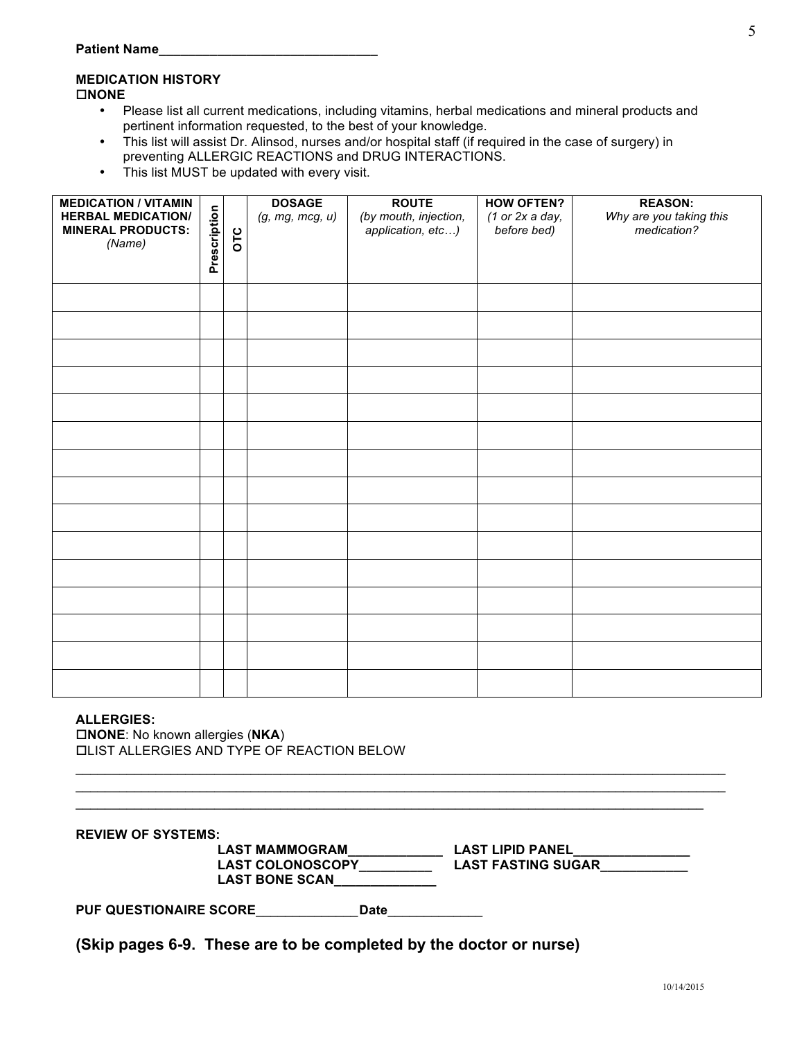**Patient Name______________________________**

**MEDICATION HISTORY**
☐**NONE**

- Please list all current medications, including vitamins, herbal medications and mineral products and pertinent information requested, to the best of your knowledge.
- This list will assist Dr. Alinsod, nurses and/or hospital staff (if required in the case of surgery) in preventing ALLERGIC REACTIONS and DRUG INTERACTIONS.
- This list MUST be updated with every visit.

| **MEDICATION / VITAMIN HERBAL MEDICATION/ MINERAL PRODUCTS:** *(Name)* | **Prescription** | **OTC** | **DOSAGE** *(g, mg, mcg, u)* | **ROUTE** *(by mouth, injection, application, etc…)* | **HOW OFTEN?** *(1 or 2x a day, before bed)* | **REASON:** *Why are you taking this medication?* |
|---|---|---|---|---|---|---|
| | | | | | | |
| | | | | | | |
| | | | | | | |
| | | | | | | |
| | | | | | | |
| | | | | | | |
| | | | | | | |
| | | | | | | |
| | | | | | | |
| | | | | | | |
| | | | | | | |
| | | | | | | |
| | | | | | | |
| | | | | | | |
| | | | | | | |

**ALLERGIES:**
☐**NONE**: No known allergies (**NKA**)
☐LIST ALLERGIES AND TYPE OF REACTION BELOW

_______________________________________________________________________________________
_______________________________________________________________________________________
_______________________________________________________________________________________

**REVIEW OF SYSTEMS:**

**LAST MAMMOGRAM_____________** **LAST LIPID PANEL________________**
**LAST COLONOSCOPY__________** **LAST FASTING SUGAR____________**
**LAST BONE SCAN______________**

**PUF QUESTIONAIRE SCORE______________Date_____________**

**(Skip pages 6-9. These are to be completed by the doctor or nurse)**

10/14/2015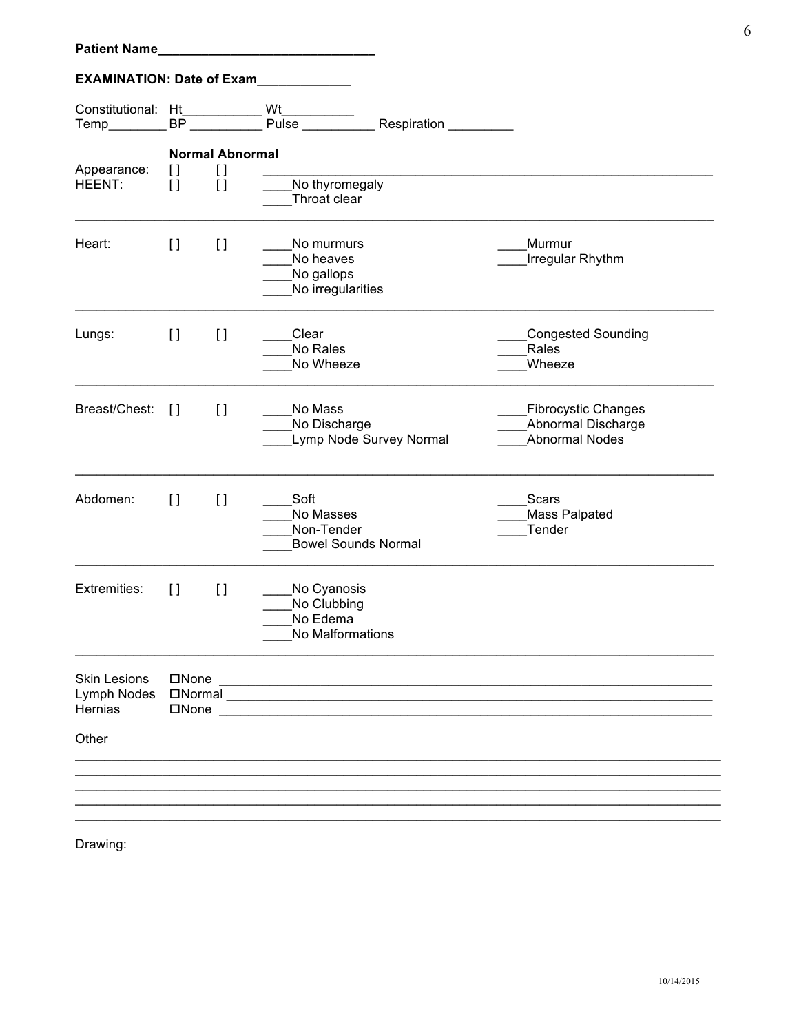**Patient Name______________________________**

**EXAMINATION: Date of Exam_____________**

Constitutional: Ht___________ Wt__________
Temp________ BP __________ Pulse __________ Respiration _________

| | **Normal** | **Abnormal** | | |
|---|---|---|---|---|
| Appearance: | [ ] | [ ] | ____________________ | |
| HEENT: | [ ] | [ ] | ____No thyromegaly<br>____Throat clear | |
| Heart: | [ ] | [ ] | ____No murmurs<br>____No heaves<br>____No gallops<br>____No irregularities | ____Murmur<br>____Irregular Rhythm |
| Lungs: | [ ] | [ ] | ____Clear<br>____No Rales<br>____No Wheeze | ____Congested Sounding<br>____Rales<br>____Wheeze |
| Breast/Chest: | [ ] | [ ] | ____No Mass<br>____No Discharge<br>____Lymp Node Survey Normal | ____Fibrocystic Changes<br>____Abnormal Discharge<br>____Abnormal Nodes |
| Abdomen: | [ ] | [ ] | ____Soft<br>____No Masses<br>____Non-Tender<br>____Bowel Sounds Normal | ____Scars<br>____Mass Palpated<br>____Tender |
| Extremities: | [ ] | [ ] | ____No Cyanosis<br>____No Clubbing<br>____No Edema<br>____No Malformations | |

Skin Lesions ☐None ______________________________________________
Lymph Nodes ☐Normal ______________________________________________
Hernias ☐None ______________________________________________

Other

______________________________________________________________________
______________________________________________________________________
______________________________________________________________________
______________________________________________________________________
______________________________________________________________________

Drawing: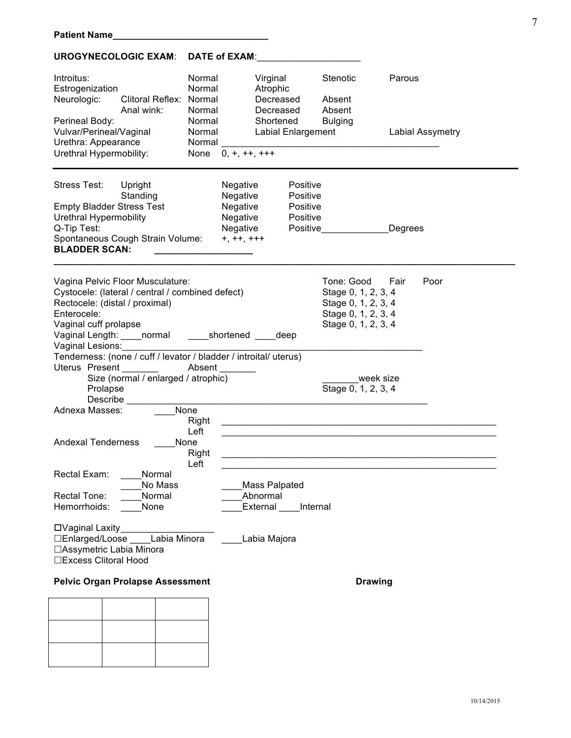**Patient Name______________________________**

**UROGYNECOLOGIC EXAM**: **DATE of EXAM**:____________________

| | | | | | |
|---|---|---|---|---|---|
| Introitus: | | Normal | Virginal | Stenotic | Parous |
| Estrogenization | | Normal | Atrophic | | |
| Neurologic: | Clitoral Reflex: | Normal | Decreased | Absent | |
| | Anal wink: | Normal | Decreased | Absent | |
| Perineal Body: | | Normal | Shortened | Bulging | |
| Vulvar/Perineal/Vaginal | | Normal | Labial Enlargement | | Labial Assymetry |
| Urethra: Appearance | | Normal ________________________________________ | | | |
| Urethral Hypermobility: | | None | 0, +, ++, +++ | | |

---

| | | | | |
|---|---|---|---|---|
| Stress Test: | Upright | Negative | Positive | |
| | Standing | Negative | Positive | |
| Empty Bladder Stress Test | | Negative | Positive | |
| Urethral Hypermobility | | Negative | Positive | |
| Q-Tip Test: | | Negative | Positive_____________ | Degrees |
| Spontaneous Cough Strain Volume: | | +, ++, +++ | | |

**BLADDER SCAN:** __________________

---

Vagina Pelvic Floor Musculature: Tone: Good Fair Poor

Cystocele: (lateral / central / combined defect) Stage 0, 1, 2, 3, 4

Rectocele: (distal / proximal) Stage 0, 1, 2, 3, 4

Enterocele: Stage 0, 1, 2, 3, 4

Vaginal cuff prolapse Stage 0, 1, 2, 3, 4

Vaginal Length: ____normal ____shortened ____deep

Vaginal Lesions:_____________________________________________________________

Tenderness: (none / cuff / levator / bladder / introital/ uterus)

Uterus Present _______ Absent _______

Size (normal / enlarged / atrophic) _______week size

Prolapse Stage 0, 1, 2, 3, 4

Describe ______________________________________________________

Adnexa Masses: ____None

Right ______________________________________________________

Left ______________________________________________________

Andexal Tenderness ____None

Right ______________________________________________________

Left ______________________________________________________

Rectal Exam: ____Normal

____No Mass ____Mass Palpated

Rectal Tone: ____Normal ____Abnormal

Hemorrhoids: ____None ____External ____Internal

☐Vaginal Laxity__________________

☐Enlarged/Loose ____Labia Minora ____Labia Majora

☐Assymetric Labia Minora

☐Excess Clitoral Hood

**Pelvic Organ Prolapse Assessment** **Drawing**

| | | |
|---|---|---|
| | | |
| | | |
| | | |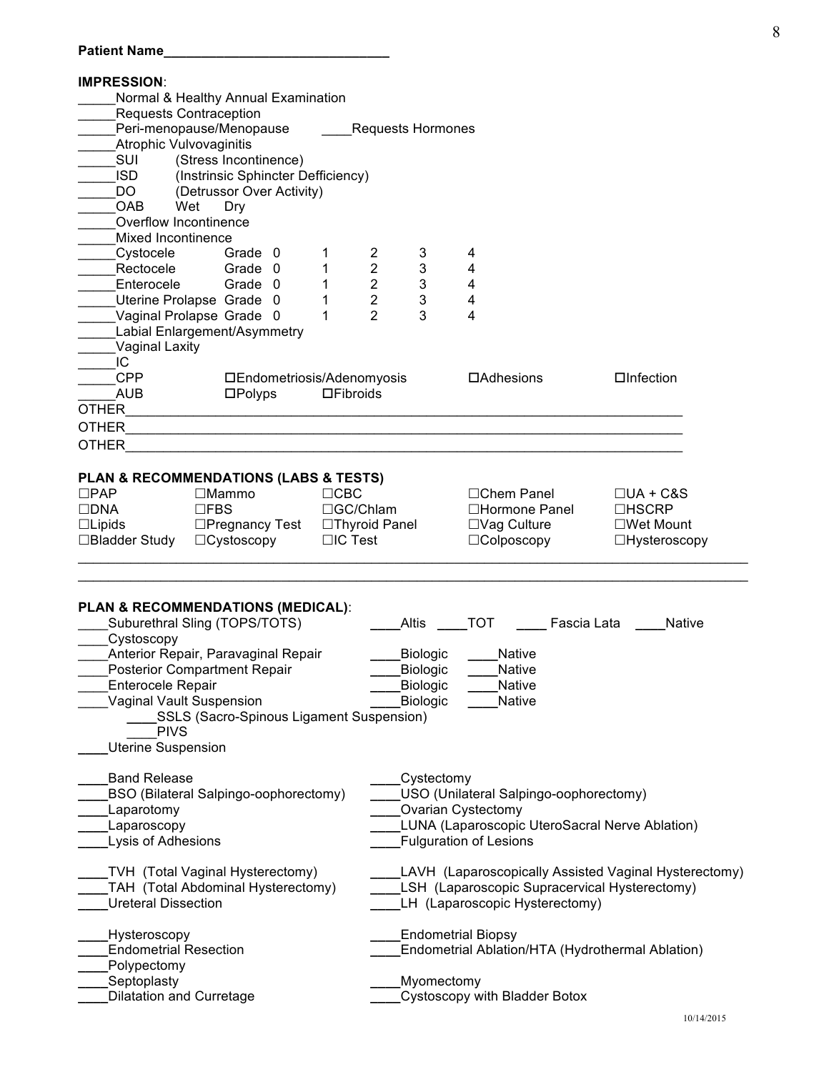**Patient Name______________________________**

**IMPRESSION**:

_____Normal & Healthy Annual Examination
_____Requests Contraception
_____Peri-menopause/Menopause ____Requests Hormones
_____Atrophic Vulvovaginitis
_____SUI (Stress Incontinence)
_____ISD (Instrinsic Sphincter Defficiency)
_____DO (Detrussor Over Activity)
_____OAB Wet Dry
_____Overflow Incontinence
_____Mixed Incontinence
_____Cystocele Grade 0 1 2 3 4
_____Rectocele Grade 0 1 2 3 4
_____Enterocele Grade 0 1 2 3 4
_____Uterine Prolapse Grade 0 1 2 3 4
_____Vaginal Prolapse Grade 0 1 2 3 4
_____Labial Enlargement/Asymmetry
_____Vaginal Laxity
_____IC
_____CPP ☐Endometriosis/Adenomyosis ☐Adhesions ☐Infection
_____AUB ☐Polyps ☐Fibroids
OTHER___________________________________________________________________________
OTHER___________________________________________________________________________
OTHER___________________________________________________________________________

**PLAN & RECOMMENDATIONS (LABS & TESTS)**

| | | | | |
|---|---|---|---|---|
| ☐PAP | ☐Mammo | ☐CBC | ☐Chem Panel | ☐UA + C&S |
| ☐DNA | ☐FBS | ☐GC/Chlam | ☐Hormone Panel | ☐HSCRP |
| ☐Lipids | ☐Pregnancy Test | ☐Thyroid Panel | ☐Vag Culture | ☐Wet Mount |
| ☐Bladder Study | ☐Cystoscopy | ☐IC Test | ☐Colposcopy | ☐Hysteroscopy |

_____________________________________________________________________________________
_____________________________________________________________________________________

**PLAN & RECOMMENDATIONS (MEDICAL)**:

____Suburethral Sling (TOPS/TOTS) ____Altis ____TOT ____ Fascia Lata ____Native
____Cystoscopy
____Anterior Repair, Paravaginal Repair ____Biologic ____Native
____Posterior Compartment Repair ____Biologic ____Native
____Enterocele Repair ____Biologic ____Native
____Vaginal Vault Suspension ____Biologic ____Native
  ____SSLS (Sacro-Spinous Ligament Suspension)
  ____PIVS
____Uterine Suspension

____Band Release
____Cystectomy
____BSO (Bilateral Salpingo-oophorectomy)
____USO (Unilateral Salpingo-oophorectomy)
____Laparotomy
____Ovarian Cystectomy
____Laparoscopy
____LUNA (Laparoscopic UteroSacral Nerve Ablation)
____Lysis of Adhesions
____Fulguration of Lesions

____TVH (Total Vaginal Hysterectomy)
____LAVH (Laparoscopically Assisted Vaginal Hysterectomy)
____TAH (Total Abdominal Hysterectomy)
____LSH (Laparoscopic Supracervical Hysterectomy)
____Ureteral Dissection
____LH (Laparoscopic Hysterectomy)

____Hysteroscopy
____Endometrial Biopsy
____Endometrial Resection
____Endometrial Ablation/HTA (Hydrothermal Ablation)
____Polypectomy
____Septoplasty
____Myomectomy
____Dilatation and Curretage
____Cystoscopy with Bladder Botox

10/14/2015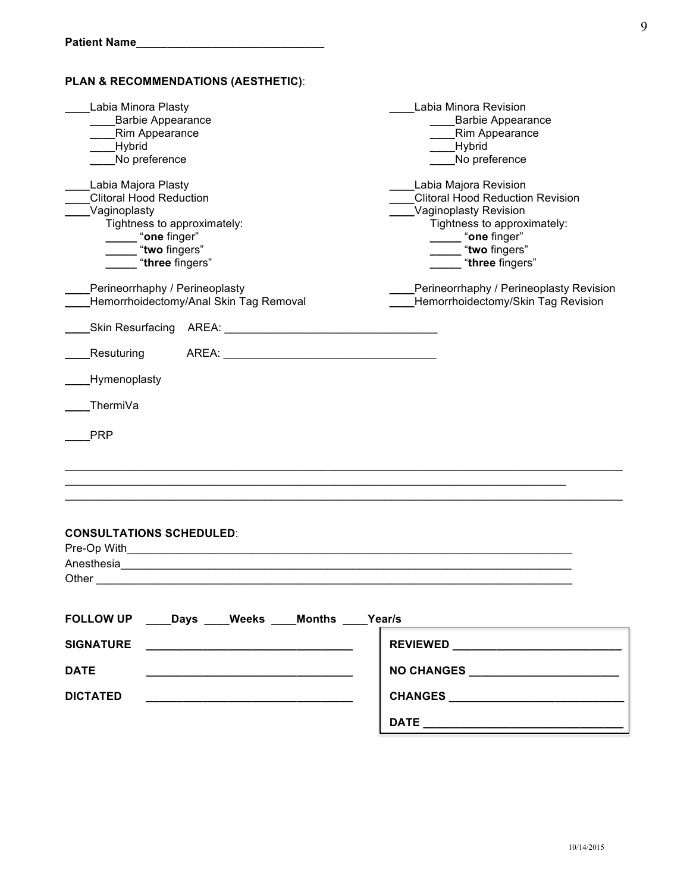**Patient Name_______________________________**

**PLAN & RECOMMENDATIONS (AESTHETIC)**:

____Labia Minora Plasty
- ____Barbie Appearance
- ____Rim Appearance
- ____Hybrid
- ____No preference

____Labia Majora Plasty
____Clitoral Hood Reduction
____Vaginoplasty
- Tightness to approximately:
  - _____ "**one** finger"
  - _____ "**two** fingers"
  - _____ "**three** fingers"

____Perineorrhaphy / Perineoplasty
____Hemorrhoidectomy/Anal Skin Tag Removal

____Labia Minora Revision
- ____Barbie Appearance
- ____Rim Appearance
- ____Hybrid
- ____No preference

____Labia Majora Revision
____Clitoral Hood Reduction Revision
____Vaginoplasty Revision
- Tightness to approximately:
  - _____ "**one** finger"
  - _____ "**two** fingers"
  - _____ "**three** fingers"

____Perineorrhaphy / Perineoplasty Revision
____Hemorrhoidectomy/Skin Tag Revision

____Skin Resurfacing AREA: ___________________________________

____Resuturing AREA: ___________________________________

____Hymenoplasty

____ThermiVa

____PRP

_____________________________________________________________________________________
_____________________________________________________________________________
_____________________________________________________________________________________

**CONSULTATIONS SCHEDULED**:
Pre-Op With_____________________________________________________________________
Anesthesia______________________________________________________________________
Other __________________________________________________________________________

**FOLLOW UP** ____**Days** ____**Weeks** ____**Months** ____**Year/s**

**SIGNATURE** _________________________________

**DATE** _________________________________

**DICTATED** _________________________________

**REVIEWED** ___________________________

**NO CHANGES** ________________________

**CHANGES** ____________________________

**DATE** _______________________________

10/14/2015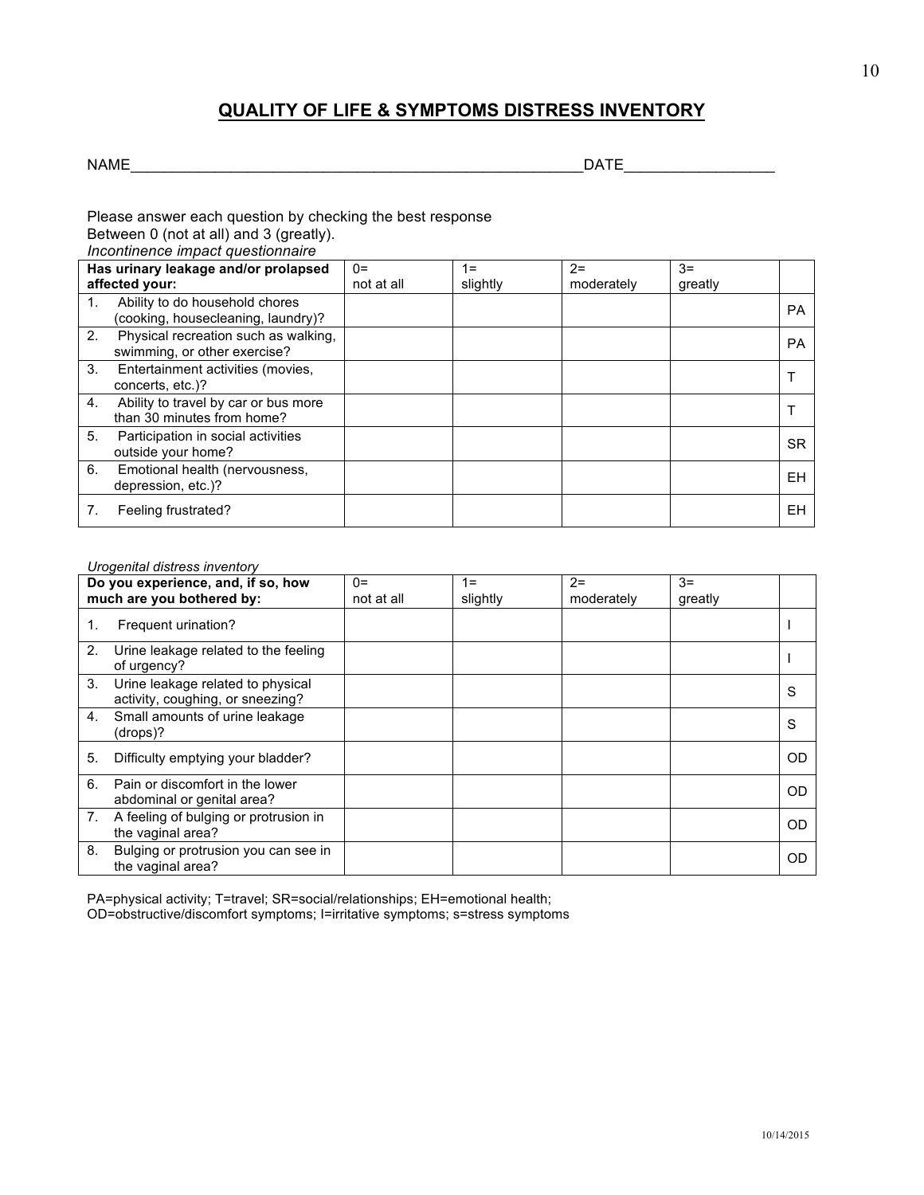## QUALITY OF LIFE & SYMPTOMS DISTRESS INVENTORY

NAME_______________________________________________________DATE_________________

Please answer each question by checking the best response
Between 0 (not at all) and 3 (greatly).

*Incontinence impact questionnaire*

| Has urinary leakage and/or prolapsed affected your: | 0= not at all | 1= slightly | 2= moderately | 3= greatly | |
|---|---|---|---|---|---|
| 1. Ability to do household chores (cooking, housecleaning, laundry)? | | | | | PA |
| 2. Physical recreation such as walking, swimming, or other exercise? | | | | | PA |
| 3. Entertainment activities (movies, concerts, etc.)? | | | | | T |
| 4. Ability to travel by car or bus more than 30 minutes from home? | | | | | T |
| 5. Participation in social activities outside your home? | | | | | SR |
| 6. Emotional health (nervousness, depression, etc.)? | | | | | EH |
| 7. Feeling frustrated? | | | | | EH |

*Urogenital distress inventory*

| Do you experience, and, if so, how much are you bothered by: | 0= not at all | 1= slightly | 2= moderately | 3= greatly | |
|---|---|---|---|---|---|
| 1. Frequent urination? | | | | | I |
| 2. Urine leakage related to the feeling of urgency? | | | | | I |
| 3. Urine leakage related to physical activity, coughing, or sneezing? | | | | | S |
| 4. Small amounts of urine leakage (drops)? | | | | | S |
| 5. Difficulty emptying your bladder? | | | | | OD |
| 6. Pain or discomfort in the lower abdominal or genital area? | | | | | OD |
| 7. A feeling of bulging or protrusion in the vaginal area? | | | | | OD |
| 8. Bulging or protrusion you can see in the vaginal area? | | | | | OD |

PA=physical activity; T=travel; SR=social/relationships; EH=emotional health;
OD=obstructive/discomfort symptoms; I=irritative symptoms; s=stress symptoms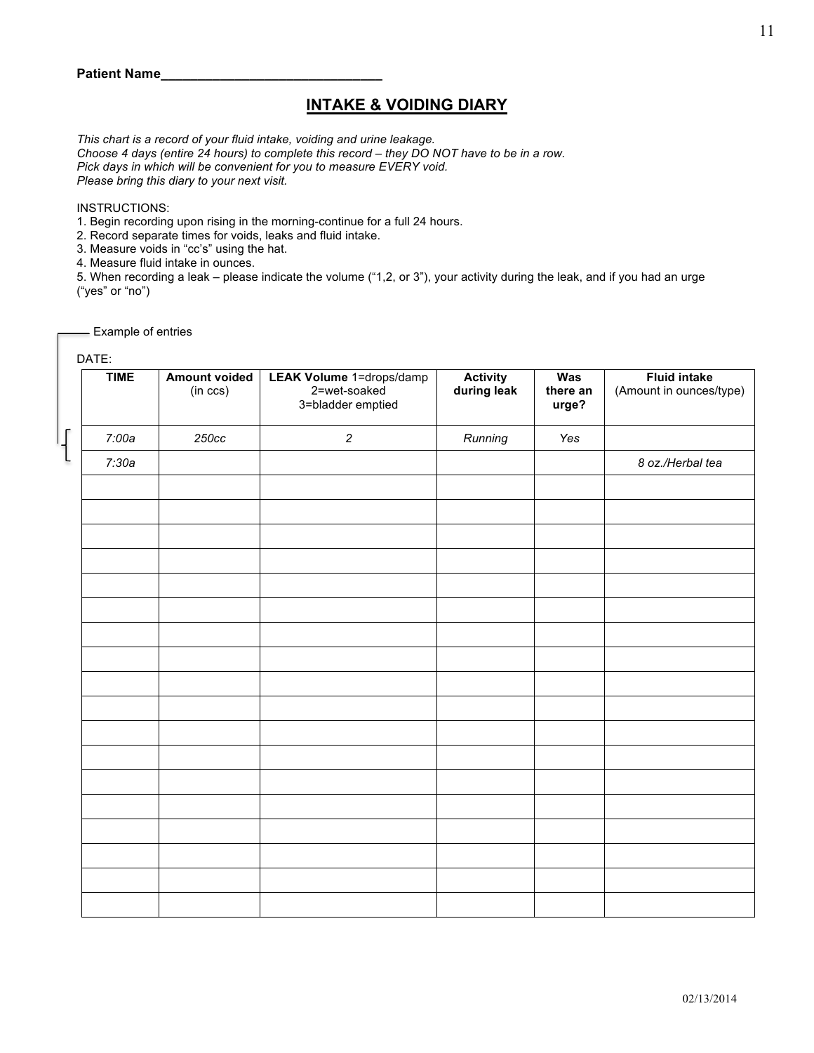**Patient Name______________________________**

## INTAKE & VOIDING DIARY

*This chart is a record of your fluid intake, voiding and urine leakage.*
*Choose 4 days (entire 24 hours) to complete this record – they DO NOT have to be in a row.*
*Pick days in which will be convenient for you to measure EVERY void.*
*Please bring this diary to your next visit.*

INSTRUCTIONS:
1. Begin recording upon rising in the morning-continue for a full 24 hours.
2. Record separate times for voids, leaks and fluid intake.
3. Measure voids in "cc's" using the hat.
4. Measure fluid intake in ounces.
5. When recording a leak – please indicate the volume ("1,2, or 3"), your activity during the leak, and if you had an urge ("yes" or "no")

Example of entries

DATE:

| **TIME** | **Amount voided** (in ccs) | **LEAK Volume** 1=drops/damp 2=wet-soaked 3=bladder emptied | **Activity during leak** | **Was there an urge?** | **Fluid intake** (Amount in ounces/type) |
|---|---|---|---|---|---|
| *7:00a* | *250cc* | *2* | *Running* | *Yes* | |
| *7:30a* | | | | | *8 oz./Herbal tea* |
| | | | | | |
| | | | | | |
| | | | | | |
| | | | | | |
| | | | | | |
| | | | | | |
| | | | | | |
| | | | | | |
| | | | | | |
| | | | | | |
| | | | | | |
| | | | | | |
| | | | | | |
| | | | | | |
| | | | | | |
| | | | | | |
| | | | | | |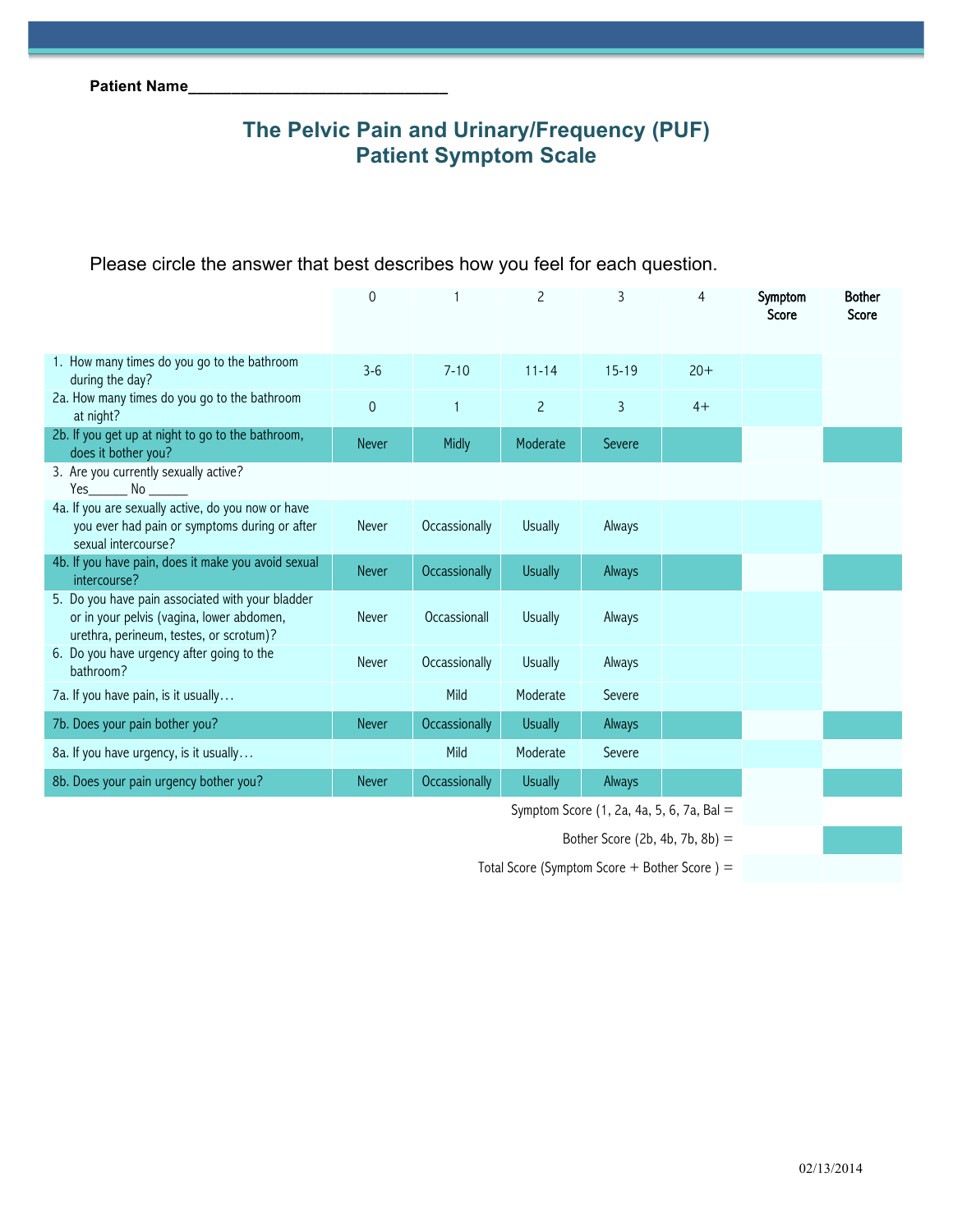**Patient Name**______________________________

# The Pelvic Pain and Urinary/Frequency (PUF) Patient Symptom Scale

Please circle the answer that best describes how you feel for each question.

| | 0 | 1 | 2 | 3 | 4 | Symptom Score | Bother Score |
|---|---|---|---|---|---|---|---|
| 1. How many times do you go to the bathroom during the day? | 3-6 | 7-10 | 11-14 | 15-19 | 20+ | | |
| 2a. How many times do you go to the bathroom at night? | 0 | 1 | 2 | 3 | 4+ | | |
| 2b. If you get up at night to go to the bathroom, does it bother you? | Never | Midly | Moderate | Severe | | | |
| 3. Are you currently sexually active? Yes______ No ______ | | | | | | | |
| 4a. If you are sexually active, do you now or have you ever had pain or symptoms during or after sexual intercourse? | Never | Occassionally | Usually | Always | | | |
| 4b. If you have pain, does it make you avoid sexual intercourse? | Never | Occassionally | Usually | Always | | | |
| 5. Do you have pain associated with your bladder or in your pelvis (vagina, lower abdomen, urethra, perineum, testes, or scrotum)? | Never | Occassionall | Usually | Always | | | |
| 6. Do you have urgency after going to the bathroom? | Never | Occassionally | Usually | Always | | | |
| 7a. If you have pain, is it usually… | | Mild | Moderate | Severe | | | |
| 7b. Does your pain bother you? | Never | Occassionally | Usually | Always | | | |
| 8a. If you have urgency, is it usually… | | Mild | Moderate | Severe | | | |
| 8b. Does your pain urgency bother you? | Never | Occassionally | Usually | Always | | | |
| Symptom Score (1, 2a, 4a, 5, 6, 7a, Bal = | | | | | | | |
| Bother Score (2b, 4b, 7b, 8b) = | | | | | | | |
| Total Score (Symptom Score + Bother Score ) = | | | | | | | |

02/13/2014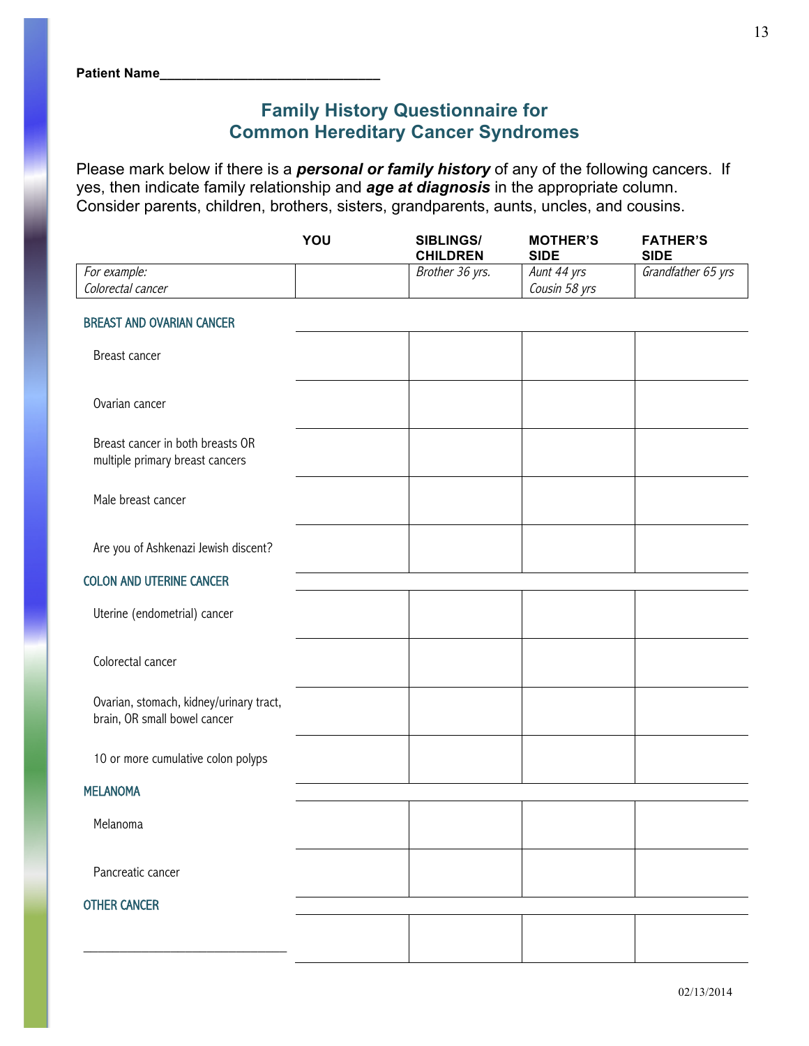**Patient Name_______________________________**

## Family History Questionnaire for Common Hereditary Cancer Syndromes

Please mark below if there is a ***personal or family history*** of any of the following cancers. If yes, then indicate family relationship and ***age at diagnosis*** in the appropriate column. Consider parents, children, brothers, sisters, grandparents, aunts, uncles, and cousins.

| | YOU | SIBLINGS/ CHILDREN | MOTHER'S SIDE | FATHER'S SIDE |
|---|---|---|---|---|
| *For example:* *Colorectal cancer* | | *Brother 36 yrs.* | *Aunt 44 yrs* *Cousin 58 yrs* | *Grandfather 65 yrs* |
| **BREAST AND OVARIAN CANCER** | | | | |
| Breast cancer | | | | |
| Ovarian cancer | | | | |
| Breast cancer in both breasts OR multiple primary breast cancers | | | | |
| Male breast cancer | | | | |
| Are you of Ashkenazi Jewish discent? | | | | |
| **COLON AND UTERINE CANCER** | | | | |
| Uterine (endometrial) cancer | | | | |
| Colorectal cancer | | | | |
| Ovarian, stomach, kidney/urinary tract, brain, OR small bowel cancer | | | | |
| 10 or more cumulative colon polyps | | | | |
| **MELANOMA** | | | | |
| Melanoma | | | | |
| Pancreatic cancer | | | | |
| **OTHER CANCER** | | | | |
| _______________________________ | | | | |

02/13/2014